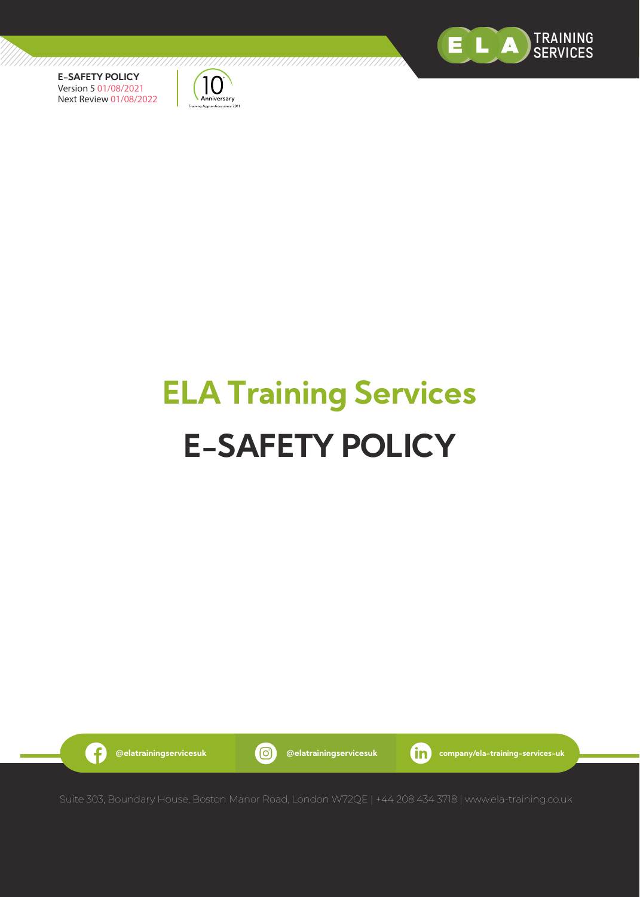**E-SAFETY POLICY**
Version 5 01/08/2021
Next Review 01/08/2022

# ELA Training Services

# E-SAFETY POLICY

@elatrainingservicesuk @elatrainingservicesuk company/ela-training-services-uk

Suite 303, Boundary House, Boston Manor Road, London W72QE | +44 208 434 3718 | www.ela-training.co.uk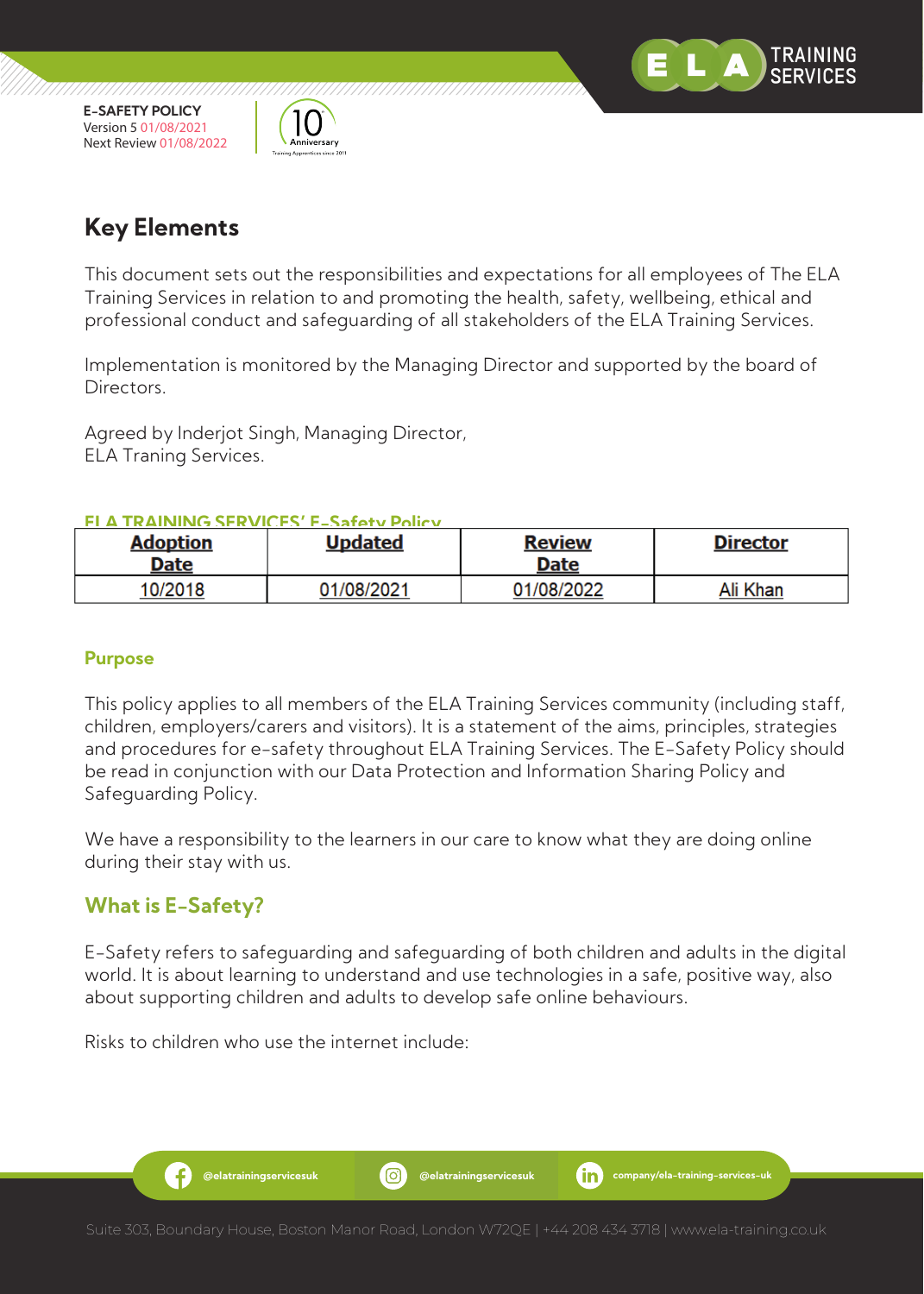## Key Elements

This document sets out the responsibilities and expectations for all employees of The ELA Training Services in relation to and promoting the health, safety, wellbeing, ethical and professional conduct and safeguarding of all stakeholders of the ELA Training Services.

Implementation is monitored by the Managing Director and supported by the board of Directors.

Agreed by Inderjot Singh, Managing Director,
ELA Traning Services.

**ELA TRAINING SERVICES' E-Safety Policy**

| Adoption Date | Updated | Review Date | Director |
|---|---|---|---|
| 10/2018 | 01/08/2021 | 01/08/2022 | Ali Khan |

### Purpose

This policy applies to all members of the ELA Training Services community (including staff, children, employers/carers and visitors). It is a statement of the aims, principles, strategies and procedures for e-safety throughout ELA Training Services. The E-Safety Policy should be read in conjunction with our Data Protection and Information Sharing Policy and Safeguarding Policy.

We have a responsibility to the learners in our care to know what they are doing online during their stay with us.

### What is E-Safety?

E-Safety refers to safeguarding and safeguarding of both children and adults in the digital world. It is about learning to understand and use technologies in a safe, positive way, also about supporting children and adults to develop safe online behaviours.

Risks to children who use the internet include: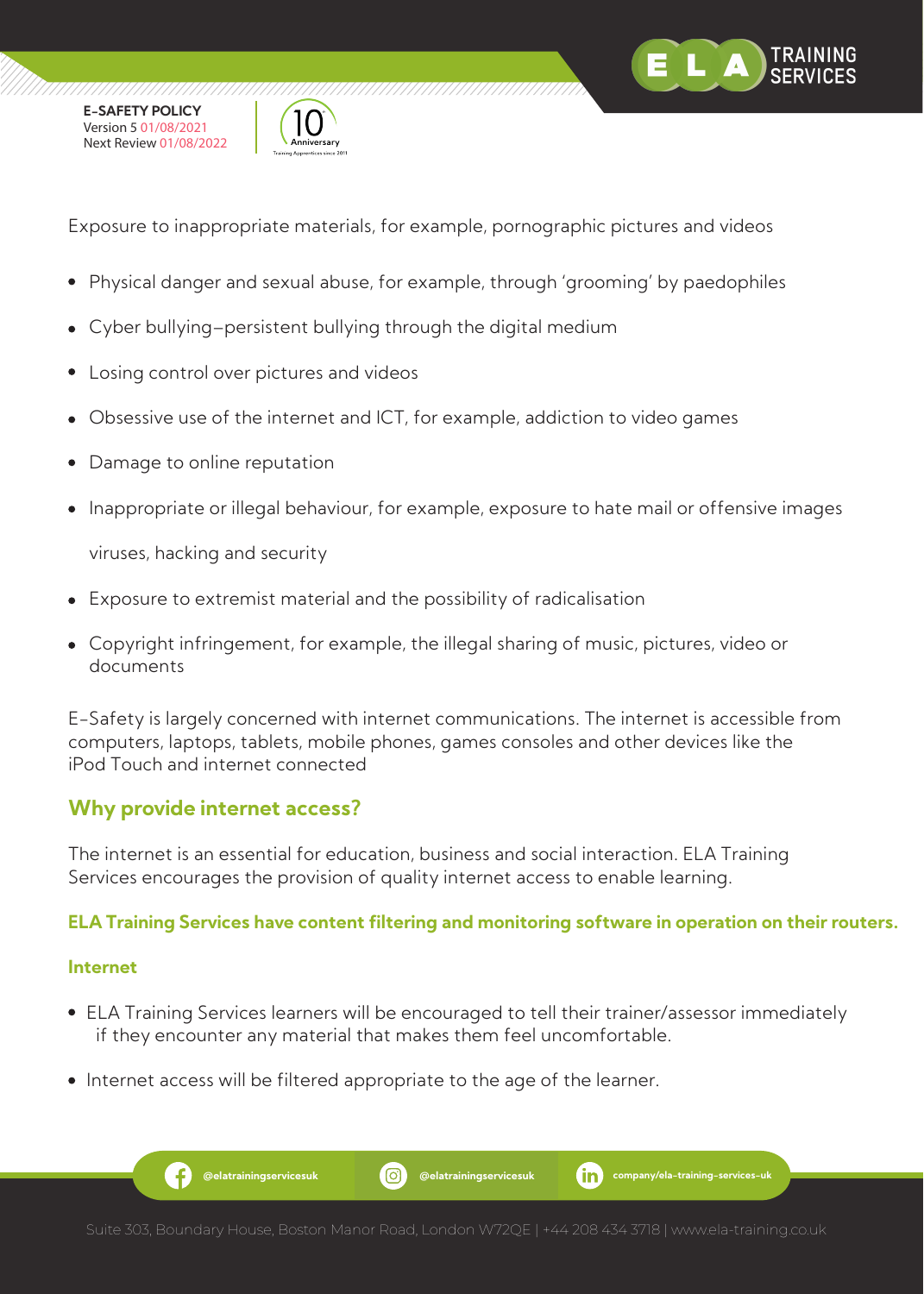Exposure to inappropriate materials, for example, pornographic pictures and videos

- Physical danger and sexual abuse, for example, through 'grooming' by paedophiles
- Cyber bullying–persistent bullying through the digital medium
- Losing control over pictures and videos
- Obsessive use of the internet and ICT, for example, addiction to video games
- Damage to online reputation
- Inappropriate or illegal behaviour, for example, exposure to hate mail or offensive images

  viruses, hacking and security
- Exposure to extremist material and the possibility of radicalisation
- Copyright infringement, for example, the illegal sharing of music, pictures, video or documents

E-Safety is largely concerned with internet communications. The internet is accessible from computers, laptops, tablets, mobile phones, games consoles and other devices like the iPod Touch and internet connected

## Why provide internet access?

The internet is an essential for education, business and social interaction. ELA Training Services encourages the provision of quality internet access to enable learning.

**ELA Training Services have content filtering and monitoring software in operation on their routers.**

### Internet

- ELA Training Services learners will be encouraged to tell their trainer/assessor immediately if they encounter any material that makes them feel uncomfortable.
- Internet access will be filtered appropriate to the age of the learner.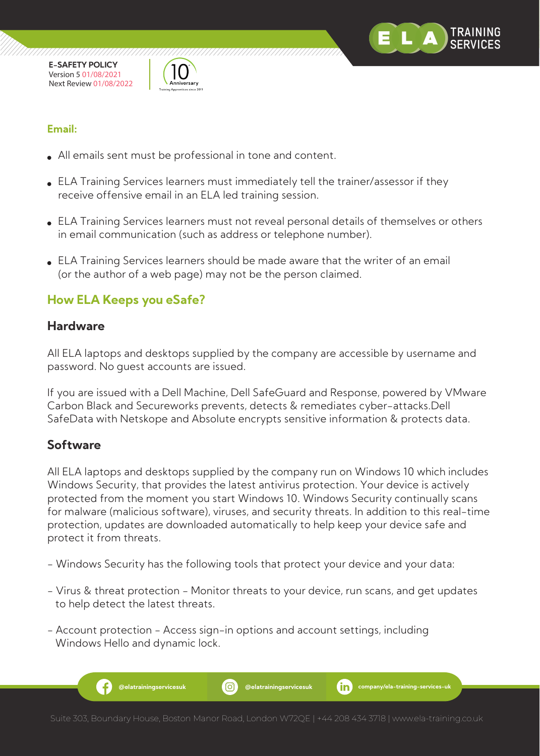## Email:

- All emails sent must be professional in tone and content.
- ELA Training Services learners must immediately tell the trainer/assessor if they receive offensive email in an ELA led training session.
- ELA Training Services learners must not reveal personal details of themselves or others in email communication (such as address or telephone number).
- ELA Training Services learners should be made aware that the writer of an email (or the author of a web page) may not be the person claimed.

## How ELA Keeps you eSafe?

### Hardware

All ELA laptops and desktops supplied by the company are accessible by username and password. No guest accounts are issued.

If you are issued with a Dell Machine, Dell SafeGuard and Response, powered by VMware Carbon Black and Secureworks prevents, detects & remediates cyber-attacks.Dell SafeData with Netskope and Absolute encrypts sensitive information & protects data.

### Software

All ELA laptops and desktops supplied by the company run on Windows 10 which includes Windows Security, that provides the latest antivirus protection. Your device is actively protected from the moment you start Windows 10. Windows Security continually scans for malware (malicious software), viruses, and security threats. In addition to this real-time protection, updates are downloaded automatically to help keep your device safe and protect it from threats.

- Windows Security has the following tools that protect your device and your data:
- Virus & threat protection - Monitor threats to your device, run scans, and get updates to help detect the latest threats.
- Account protection - Access sign-in options and account settings, including Windows Hello and dynamic lock.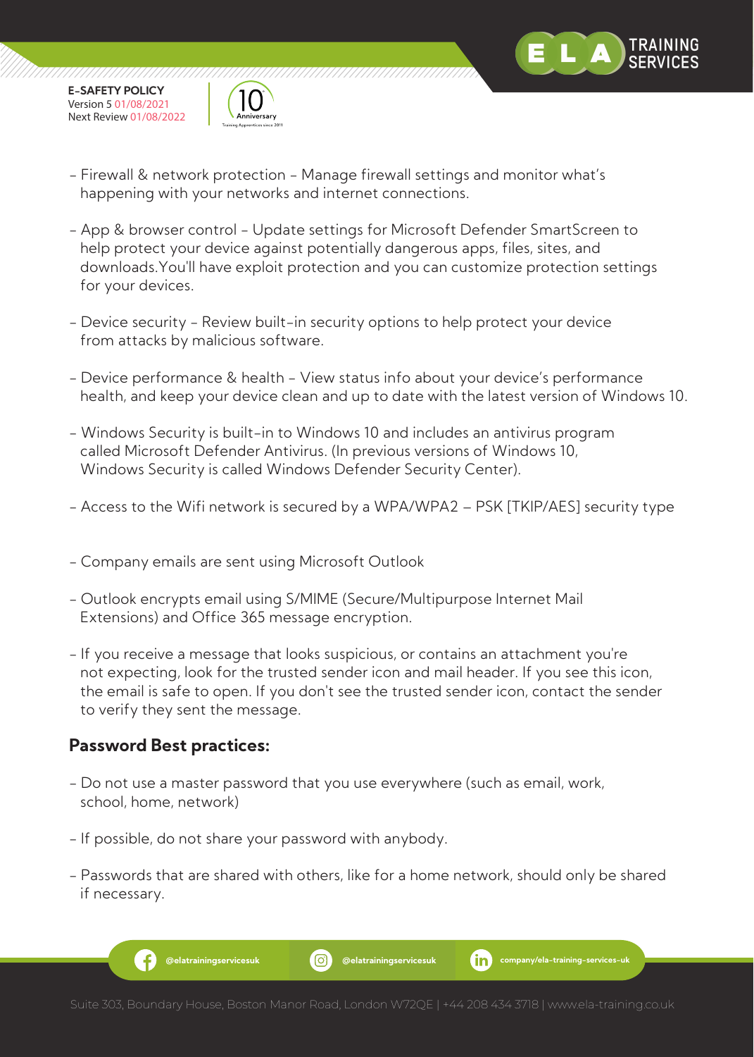- Firewall & network protection – Manage firewall settings and monitor what's happening with your networks and internet connections.

- App & browser control – Update settings for Microsoft Defender SmartScreen to help protect your device against potentially dangerous apps, files, sites, and downloads.You'll have exploit protection and you can customize protection settings for your devices.

- Device security – Review built-in security options to help protect your device from attacks by malicious software.

- Device performance & health – View status info about your device's performance health, and keep your device clean and up to date with the latest version of Windows 10.

- Windows Security is built-in to Windows 10 and includes an antivirus program called Microsoft Defender Antivirus. (In previous versions of Windows 10, Windows Security is called Windows Defender Security Center).

- Access to the Wifi network is secured by a WPA/WPA2 – PSK [TKIP/AES] security type

- Company emails are sent using Microsoft Outlook

- Outlook encrypts email using S/MIME (Secure/Multipurpose Internet Mail Extensions) and Office 365 message encryption.

- If you receive a message that looks suspicious, or contains an attachment you're not expecting, look for the trusted sender icon and mail header. If you see this icon, the email is safe to open. If you don't see the trusted sender icon, contact the sender to verify they sent the message.

## Password Best practices:

- Do not use a master password that you use everywhere (such as email, work, school, home, network)

- If possible, do not share your password with anybody.

- Passwords that are shared with others, like for a home network, should only be shared if necessary.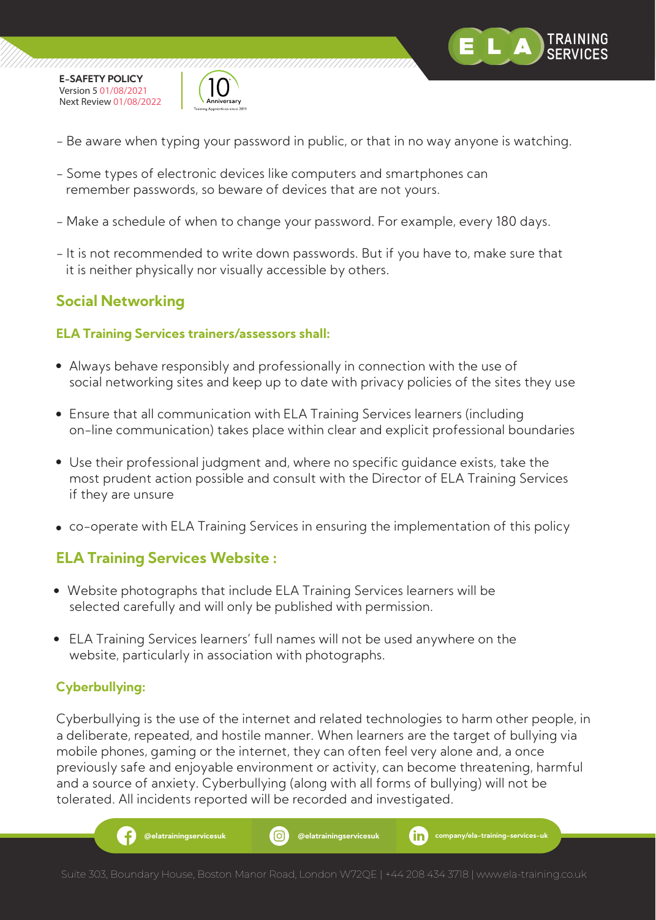- Be aware when typing your password in public, or that in no way anyone is watching.

- Some types of electronic devices like computers and smartphones can remember passwords, so beware of devices that are not yours.

- Make a schedule of when to change your password. For example, every 180 days.

- It is not recommended to write down passwords. But if you have to, make sure that it is neither physically nor visually accessible by others.

## Social Networking

### ELA Training Services trainers/assessors shall:

- Always behave responsibly and professionally in connection with the use of social networking sites and keep up to date with privacy policies of the sites they use
- Ensure that all communication with ELA Training Services learners (including on-line communication) takes place within clear and explicit professional boundaries
- Use their professional judgment and, where no specific guidance exists, take the most prudent action possible and consult with the Director of ELA Training Services if they are unsure
- co-operate with ELA Training Services in ensuring the implementation of this policy

## ELA Training Services Website :

- Website photographs that include ELA Training Services learners will be selected carefully and will only be published with permission.
- ELA Training Services learners' full names will not be used anywhere on the website, particularly in association with photographs.

### Cyberbullying:

Cyberbullying is the use of the internet and related technologies to harm other people, in a deliberate, repeated, and hostile manner. When learners are the target of bullying via mobile phones, gaming or the internet, they can often feel very alone and, a once previously safe and enjoyable environment or activity, can become threatening, harmful and a source of anxiety. Cyberbullying (along with all forms of bullying) will not be tolerated. All incidents reported will be recorded and investigated.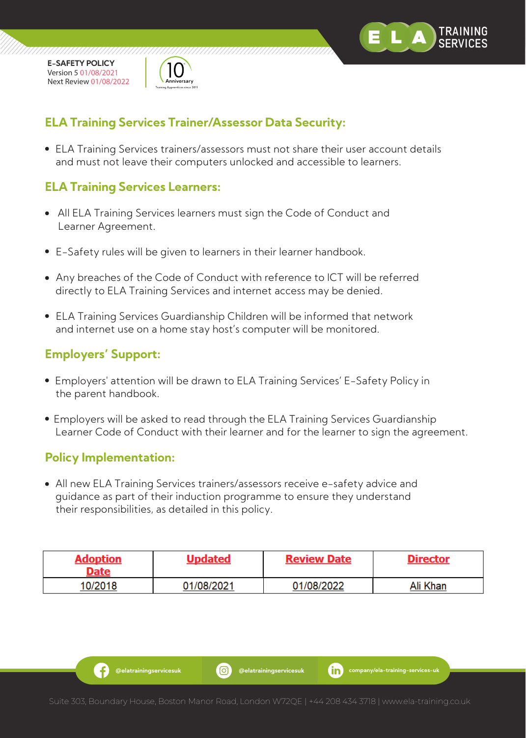## ELA Training Services Trainer/Assessor Data Security:

- ELA Training Services trainers/assessors must not share their user account details and must not leave their computers unlocked and accessible to learners.

## ELA Training Services Learners:

- All ELA Training Services learners must sign the Code of Conduct and Learner Agreement.
- E-Safety rules will be given to learners in their learner handbook.
- Any breaches of the Code of Conduct with reference to ICT will be referred directly to ELA Training Services and internet access may be denied.
- ELA Training Services Guardianship Children will be informed that network and internet use on a home stay host's computer will be monitored.

## Employers' Support:

- Employers' attention will be drawn to ELA Training Services' E-Safety Policy in the parent handbook.
- Employers will be asked to read through the ELA Training Services Guardianship Learner Code of Conduct with their learner and for the learner to sign the agreement.

## Policy Implementation:

- All new ELA Training Services trainers/assessors receive e-safety advice and guidance as part of their induction programme to ensure they understand their responsibilities, as detailed in this policy.

| Adoption Date | Updated | Review Date | Director |
|---|---|---|---|
| 10/2018 | 01/08/2021 | 01/08/2022 | Ali Khan |